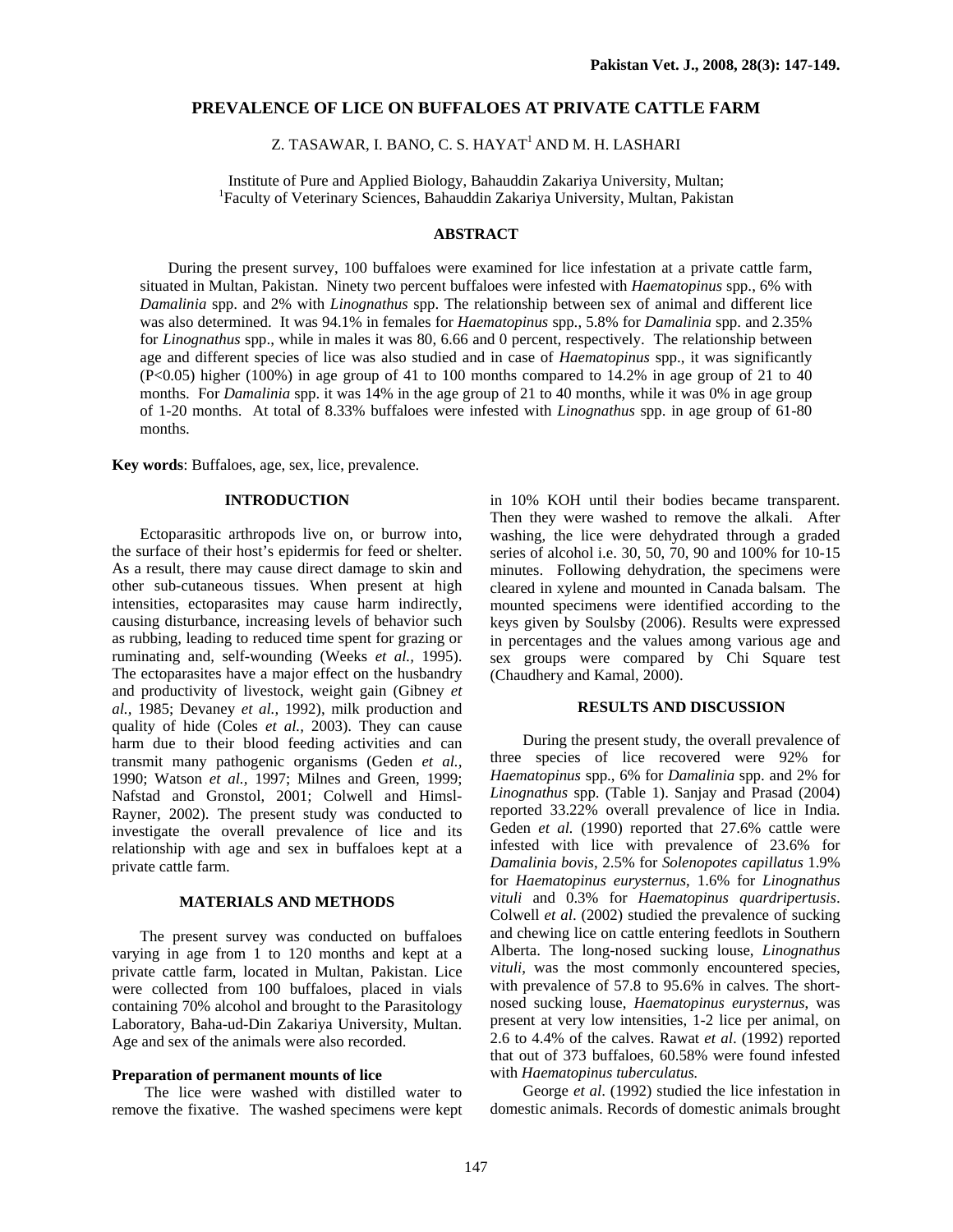# PREVALENCE OF LICE ON BUFFALOES AT PRIVATE CATTLE FARM

Z. TASAWAR, I. BANO, C. S. HAYAT[1] AND M. H. LASHARI

Institute of Pure and Applied Biology, Bahauddin Zakariya University, Multan;
[1]Faculty of Veterinary Sciences, Bahauddin Zakariya University, Multan, Pakistan

## ABSTRACT

During the present survey, 100 buffaloes were examined for lice infestation at a private cattle farm, situated in Multan, Pakistan. Ninety two percent buffaloes were infested with *Haematopinus* spp., 6% with *Damalinia* spp. and 2% with *Linognathus* spp. The relationship between sex of animal and different lice was also determined. It was 94.1% in females for *Haematopinus* spp., 5.8% for *Damalinia* spp. and 2.35% for *Linognathus* spp., while in males it was 80, 6.66 and 0 percent, respectively. The relationship between age and different species of lice was also studied and in case of *Haematopinus* spp., it was significantly ($P<0.05$) higher (100%) in age group of 41 to 100 months compared to 14.2% in age group of 21 to 40 months. For *Damalinia* spp. it was 14% in the age group of 21 to 40 months, while it was 0% in age group of 1-20 months. At total of 8.33% buffaloes were infested with *Linognathus* spp. in age group of 61-80 months.

**Key words**: Buffaloes, age, sex, lice, prevalence.

## INTRODUCTION

Ectoparasitic arthropods live on, or burrow into, the surface of their host's epidermis for feed or shelter. As a result, there may cause direct damage to skin and other sub-cutaneous tissues. When present at high intensities, ectoparasites may cause harm indirectly, causing disturbance, increasing levels of behavior such as rubbing, leading to reduced time spent for grazing or ruminating and, self-wounding (Weeks *et al.,* 1995). The ectoparasites have a major effect on the husbandry and productivity of livestock, weight gain (Gibney *et al.,* 1985; Devaney *et al.,* 1992), milk production and quality of hide (Coles *et al.,* 2003). They can cause harm due to their blood feeding activities and can transmit many pathogenic organisms (Geden *et al.,* 1990; Watson *et al.,* 1997; Milnes and Green, 1999; Nafstad and Gronstol, 2001; Colwell and Himsl-Rayner, 2002). The present study was conducted to investigate the overall prevalence of lice and its relationship with age and sex in buffaloes kept at a private cattle farm.

## MATERIALS AND METHODS

The present survey was conducted on buffaloes varying in age from 1 to 120 months and kept at a private cattle farm, located in Multan, Pakistan. Lice were collected from 100 buffaloes, placed in vials containing 70% alcohol and brought to the Parasitology Laboratory, Baha-ud-Din Zakariya University, Multan. Age and sex of the animals were also recorded.

### Preparation of permanent mounts of lice

The lice were washed with distilled water to remove the fixative. The washed specimens were kept in 10% KOH until their bodies became transparent. Then they were washed to remove the alkali. After washing, the lice were dehydrated through a graded series of alcohol i.e. 30, 50, 70, 90 and 100% for 10-15 minutes. Following dehydration, the specimens were cleared in xylene and mounted in Canada balsam. The mounted specimens were identified according to the keys given by Soulsby (2006). Results were expressed in percentages and the values among various age and sex groups were compared by Chi Square test (Chaudhery and Kamal, 2000).

## RESULTS AND DISCUSSION

During the present study, the overall prevalence of three species of lice recovered were 92% for *Haematopinus* spp., 6% for *Damalinia* spp. and 2% for *Linognathus* spp. (Table 1). Sanjay and Prasad (2004) reported 33.22% overall prevalence of lice in India. Geden *et al.* (1990) reported that 27.6% cattle were infested with lice with prevalence of 23.6% for *Damalinia bovis*, 2.5% for *Solenopotes capillatus* 1.9% for *Haematopinus eurysternus*, 1.6% for *Linognathus vituli* and 0.3% for *Haematopinus quardripertusis*. Colwell *et al*. (2002) studied the prevalence of sucking and chewing lice on cattle entering feedlots in Southern Alberta. The long-nosed sucking louse, *Linognathus vituli*, was the most commonly encountered species, with prevalence of 57.8 to 95.6% in calves. The short-nosed sucking louse, *Haematopinus eurysternus*, was present at very low intensities, 1-2 lice per animal, on 2.6 to 4.4% of the calves. Rawat *et al*. (1992) reported that out of 373 buffaloes, 60.58% were found infested with *Haematopinus tuberculatus.*

George *et al*. (1992) studied the lice infestation in domestic animals. Records of domestic animals brought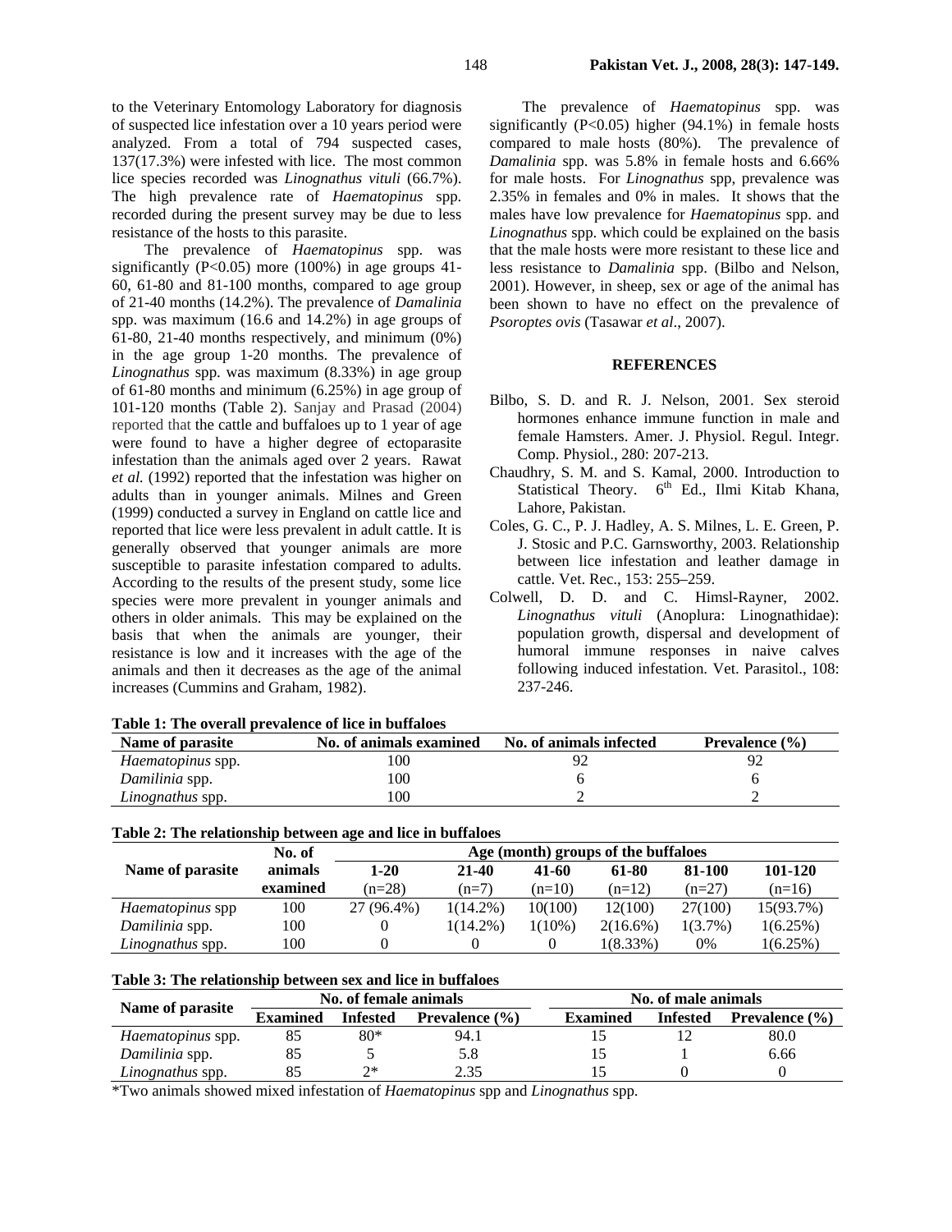to the Veterinary Entomology Laboratory for diagnosis of suspected lice infestation over a 10 years period were analyzed. From a total of 794 suspected cases, 137(17.3%) were infested with lice. The most common lice species recorded was *Linognathus vituli* (66.7%). The high prevalence rate of *Haematopinus* spp. recorded during the present survey may be due to less resistance of the hosts to this parasite.

The prevalence of *Haematopinus* spp. was significantly (P<0.05) more (100%) in age groups 41-60, 61-80 and 81-100 months, compared to age group of 21-40 months (14.2%). The prevalence of *Damalinia* spp. was maximum (16.6 and 14.2%) in age groups of 61-80, 21-40 months respectively, and minimum (0%) in the age group 1-20 months. The prevalence of *Linognathus* spp. was maximum (8.33%) in age group of 61-80 months and minimum (6.25%) in age group of 101-120 months (Table 2). Sanjay and Prasad (2004) reported that the cattle and buffaloes up to 1 year of age were found to have a higher degree of ectoparasite infestation than the animals aged over 2 years. Rawat *et al.* (1992) reported that the infestation was higher on adults than in younger animals. Milnes and Green (1999) conducted a survey in England on cattle lice and reported that lice were less prevalent in adult cattle. It is generally observed that younger animals are more susceptible to parasite infestation compared to adults. According to the results of the present study, some lice species were more prevalent in younger animals and others in older animals. This may be explained on the basis that when the animals are younger, their resistance is low and it increases with the age of the animals and then it decreases as the age of the animal increases (Cummins and Graham, 1982).

The prevalence of *Haematopinus* spp. was significantly (P<0.05) higher (94.1%) in female hosts compared to male hosts (80%). The prevalence of *Damalinia* spp. was 5.8% in female hosts and 6.66% for male hosts. For *Linognathus* spp, prevalence was 2.35% in females and 0% in males. It shows that the males have low prevalence for *Haematopinus* spp. and *Linognathus* spp. which could be explained on the basis that the male hosts were more resistant to these lice and less resistance to *Damalinia* spp. (Bilbo and Nelson, 2001). However, in sheep, sex or age of the animal has been shown to have no effect on the prevalence of *Psoroptes ovis* (Tasawar *et al*., 2007).

## REFERENCES

- Bilbo, S. D. and R. J. Nelson, 2001. Sex steroid hormones enhance immune function in male and female Hamsters. Amer. J. Physiol. Regul. Integr. Comp. Physiol., 280: 207-213.
- Chaudhry, S. M. and S. Kamal, 2000. Introduction to Statistical Theory. 6th Ed., Ilmi Kitab Khana, Lahore, Pakistan.
- Coles, G. C., P. J. Hadley, A. S. Milnes, L. E. Green, P. J. Stosic and P.C. Garnsworthy, 2003. Relationship between lice infestation and leather damage in cattle. Vet. Rec., 153: 255–259.
- Colwell, D. D. and C. Himsl-Rayner, 2002. *Linognathus vituli* (Anoplura: Linognathidae): population growth, dispersal and development of humoral immune responses in naive calves following induced infestation. Vet. Parasitol., 108: 237-246.

**Table 1: The overall prevalence of lice in buffaloes**

| Name of parasite | No. of animals examined | No. of animals infected | Prevalence (%) |
|---|---|---|---|
| *Haematopinus* spp. | 100 | 92 | 92 |
| *Damilinia* spp. | 100 | 6 | 6 |
| *Linognathus* spp. | 100 | 2 | 2 |

**Table 2: The relationship between age and lice in buffaloes**

| Name of parasite | No. of animals examined | Age (month) groups of the buffaloes | | | | | |
|---|---|---|---|---|---|---|---|
| | | 1-20 (n=28) | 21-40 (n=7) | 41-60 (n=10) | 61-80 (n=12) | 81-100 (n=27) | 101-120 (n=16) |
| *Haematopinus* spp | 100 | 27 (96.4%) | 1(14.2%) | 10(100) | 12(100) | 27(100) | 15(93.7%) |
| *Damilinia* spp. | 100 | 0 | 1(14.2%) | 1(10%) | 2(16.6%) | 1(3.7%) | 1(6.25%) |
| *Linognathus* spp. | 100 | 0 | 0 | 0 | 1(8.33%) | 0% | 1(6.25%) |

**Table 3: The relationship between sex and lice in buffaloes**

| Name of parasite | No. of female animals | | | No. of male animals | | |
|---|---|---|---|---|---|---|
| | Examined | Infested | Prevalence (%) | Examined | Infested | Prevalence (%) |
| *Haematopinus* spp. | 85 | 80* | 94.1 | 15 | 12 | 80.0 |
| *Damilinia* spp. | 85 | 5 | 5.8 | 15 | 1 | 6.66 |
| *Linognathus* spp. | 85 | 2* | 2.35 | 15 | 0 | 0 |

*Two animals showed mixed infestation of *Haematopinus* spp and *Linognathus* spp.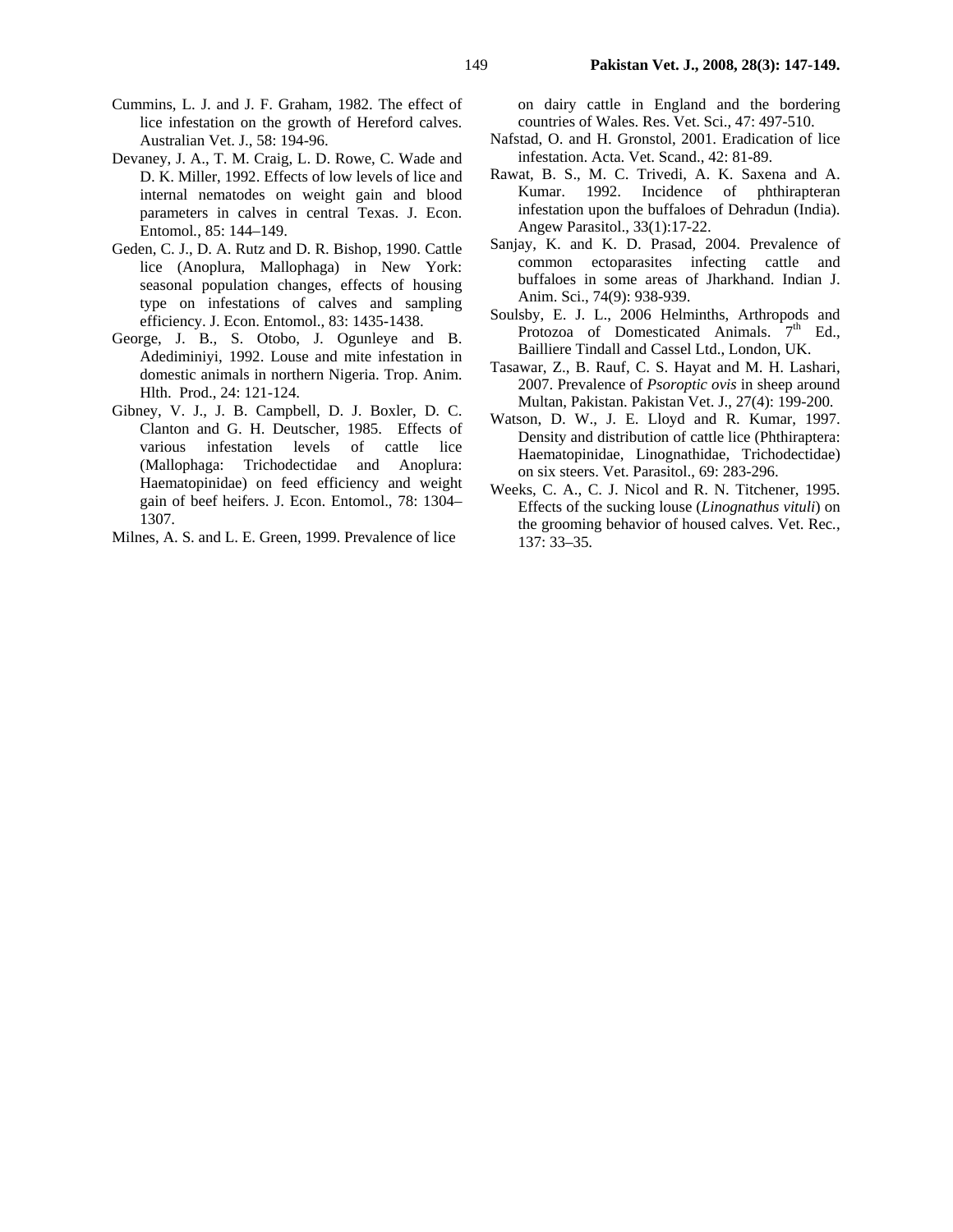Cummins, L. J. and J. F. Graham, 1982. The effect of lice infestation on the growth of Hereford calves. Australian Vet. J., 58: 194-96.

Devaney, J. A., T. M. Craig, L. D. Rowe, C. Wade and D. K. Miller, 1992. Effects of low levels of lice and internal nematodes on weight gain and blood parameters in calves in central Texas. J. Econ. Entomol., 85: 144–149.

Geden, C. J., D. A. Rutz and D. R. Bishop, 1990. Cattle lice (Anoplura, Mallophaga) in New York: seasonal population changes, effects of housing type on infestations of calves and sampling efficiency. J. Econ. Entomol., 83: 1435-1438.

George, J. B., S. Otobo, J. Ogunleye and B. Adediminiyi, 1992. Louse and mite infestation in domestic animals in northern Nigeria. Trop. Anim. Hlth. Prod., 24: 121-124.

Gibney, V. J., J. B. Campbell, D. J. Boxler, D. C. Clanton and G. H. Deutscher, 1985. Effects of various infestation levels of cattle lice (Mallophaga: Trichodectidae and Anoplura: Haematopinidae) on feed efficiency and weight gain of beef heifers. J. Econ. Entomol., 78: 1304–1307.

Milnes, A. S. and L. E. Green, 1999. Prevalence of lice on dairy cattle in England and the bordering countries of Wales. Res. Vet. Sci., 47: 497-510.

Nafstad, O. and H. Gronstol, 2001. Eradication of lice infestation. Acta. Vet. Scand., 42: 81-89.

Rawat, B. S., M. C. Trivedi, A. K. Saxena and A. Kumar. 1992. Incidence of phthirapteran infestation upon the buffaloes of Dehradun (India). Angew Parasitol., 33(1):17-22.

Sanjay, K. and K. D. Prasad, 2004. Prevalence of common ectoparasites infecting cattle and buffaloes in some areas of Jharkhand. Indian J. Anim. Sci., 74(9): 938-939.

Soulsby, E. J. L., 2006 Helminths, Arthropods and Protozoa of Domesticated Animals. 7th Ed., Bailliere Tindall and Cassel Ltd., London, UK.

Tasawar, Z., B. Rauf, C. S. Hayat and M. H. Lashari, 2007. Prevalence of *Psoroptic ovis* in sheep around Multan, Pakistan. Pakistan Vet. J., 27(4): 199-200.

Watson, D. W., J. E. Lloyd and R. Kumar, 1997. Density and distribution of cattle lice (Phthiraptera: Haematopinidae, Linognathidae, Trichodectidae) on six steers. Vet. Parasitol., 69: 283-296.

Weeks, C. A., C. J. Nicol and R. N. Titchener, 1995. Effects of the sucking louse (*Linognathus vituli*) on the grooming behavior of housed calves. Vet. Rec., 137: 33–35.